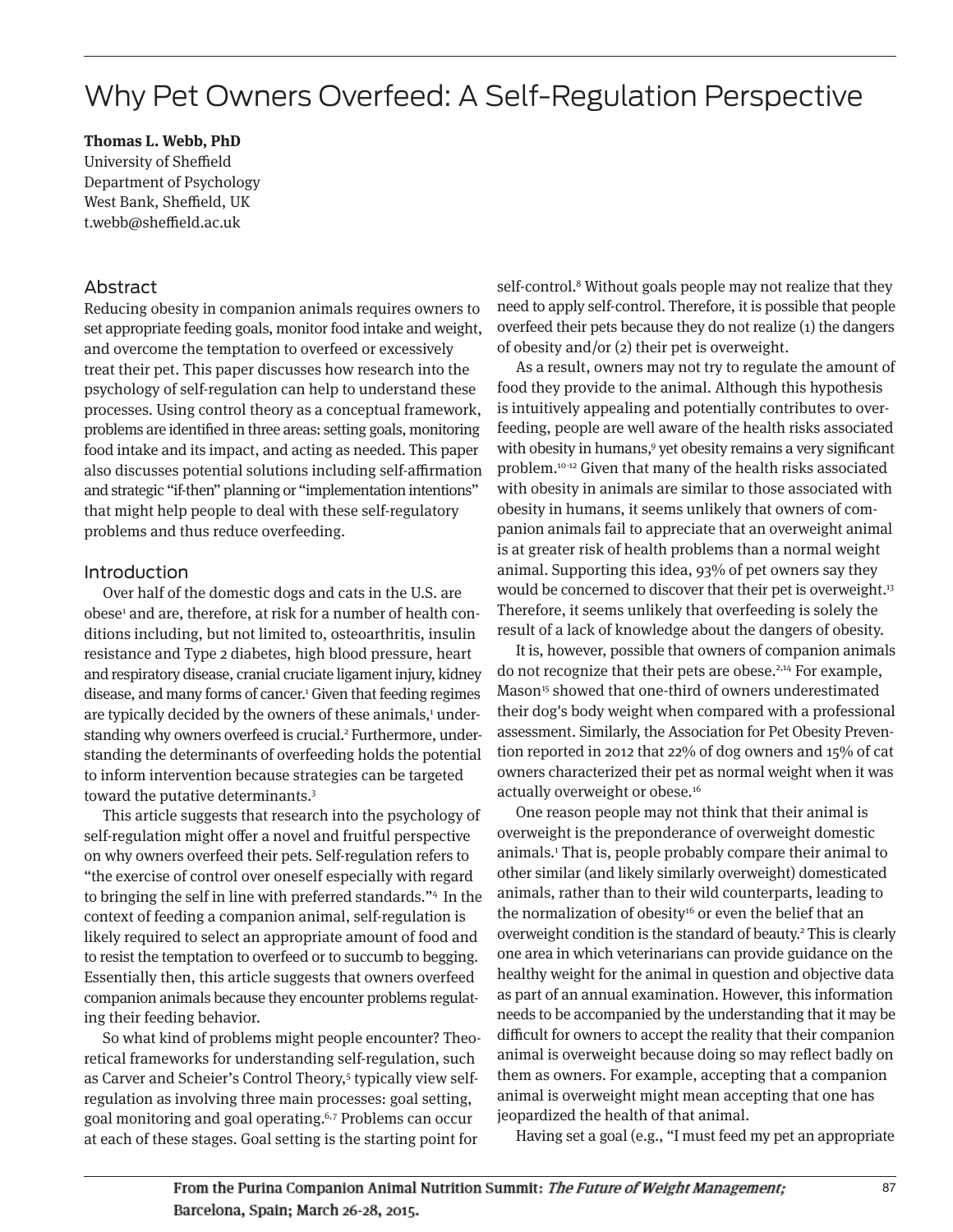# Why Pet Owners Overfeed: A Self-Regulation Perspective

**Thomas L. Webb, PhD**
University of Sheffield
Department of Psychology
West Bank, Sheffield, UK
t.webb@sheffield.ac.uk

## Abstract

Reducing obesity in companion animals requires owners to set appropriate feeding goals, monitor food intake and weight, and overcome the temptation to overfeed or excessively treat their pet. This paper discusses how research into the psychology of self-regulation can help to understand these processes. Using control theory as a conceptual framework, problems are identified in three areas: setting goals, monitoring food intake and its impact, and acting as needed. This paper also discusses potential solutions including self-affirmation and strategic "if-then" planning or "implementation intentions" that might help people to deal with these self-regulatory problems and thus reduce overfeeding.

## Introduction

Over half of the domestic dogs and cats in the U.S. are obese[1] and are, therefore, at risk for a number of health conditions including, but not limited to, osteoarthritis, insulin resistance and Type 2 diabetes, high blood pressure, heart and respiratory disease, cranial cruciate ligament injury, kidney disease, and many forms of cancer.[1] Given that feeding regimes are typically decided by the owners of these animals,[1] understanding why owners overfeed is crucial.[2] Furthermore, understanding the determinants of overfeeding holds the potential to inform intervention because strategies can be targeted toward the putative determinants.[3]

This article suggests that research into the psychology of self-regulation might offer a novel and fruitful perspective on why owners overfeed their pets. Self-regulation refers to "the exercise of control over oneself especially with regard to bringing the self in line with preferred standards."[4] In the context of feeding a companion animal, self-regulation is likely required to select an appropriate amount of food and to resist the temptation to overfeed or to succumb to begging. Essentially then, this article suggests that owners overfeed companion animals because they encounter problems regulating their feeding behavior.

So what kind of problems might people encounter? Theoretical frameworks for understanding self-regulation, such as Carver and Scheier's Control Theory,[5] typically view self-regulation as involving three main processes: goal setting, goal monitoring and goal operating.[6,7] Problems can occur at each of these stages. Goal setting is the starting point for self-control.[8] Without goals people may not realize that they need to apply self-control. Therefore, it is possible that people overfeed their pets because they do not realize (1) the dangers of obesity and/or (2) their pet is overweight.

As a result, owners may not try to regulate the amount of food they provide to the animal. Although this hypothesis is intuitively appealing and potentially contributes to overfeeding, people are well aware of the health risks associated with obesity in humans,[9] yet obesity remains a very significant problem.[10-12] Given that many of the health risks associated with obesity in animals are similar to those associated with obesity in humans, it seems unlikely that owners of companion animals fail to appreciate that an overweight animal is at greater risk of health problems than a normal weight animal. Supporting this idea, 93% of pet owners say they would be concerned to discover that their pet is overweight.[13] Therefore, it seems unlikely that overfeeding is solely the result of a lack of knowledge about the dangers of obesity.

It is, however, possible that owners of companion animals do not recognize that their pets are obese.[2,14] For example, Mason[15] showed that one-third of owners underestimated their dog's body weight when compared with a professional assessment. Similarly, the Association for Pet Obesity Prevention reported in 2012 that 22% of dog owners and 15% of cat owners characterized their pet as normal weight when it was actually overweight or obese.[16]

One reason people may not think that their animal is overweight is the preponderance of overweight domestic animals.[1] That is, people probably compare their animal to other similar (and likely similarly overweight) domesticated animals, rather than to their wild counterparts, leading to the normalization of obesity[16] or even the belief that an overweight condition is the standard of beauty.[2] This is clearly one area in which veterinarians can provide guidance on the healthy weight for the animal in question and objective data as part of an annual examination. However, this information needs to be accompanied by the understanding that it may be difficult for owners to accept the reality that their companion animal is overweight because doing so may reflect badly on them as owners. For example, accepting that a companion animal is overweight might mean accepting that one has jeopardized the health of that animal.

Having set a goal (e.g., "I must feed my pet an appropriate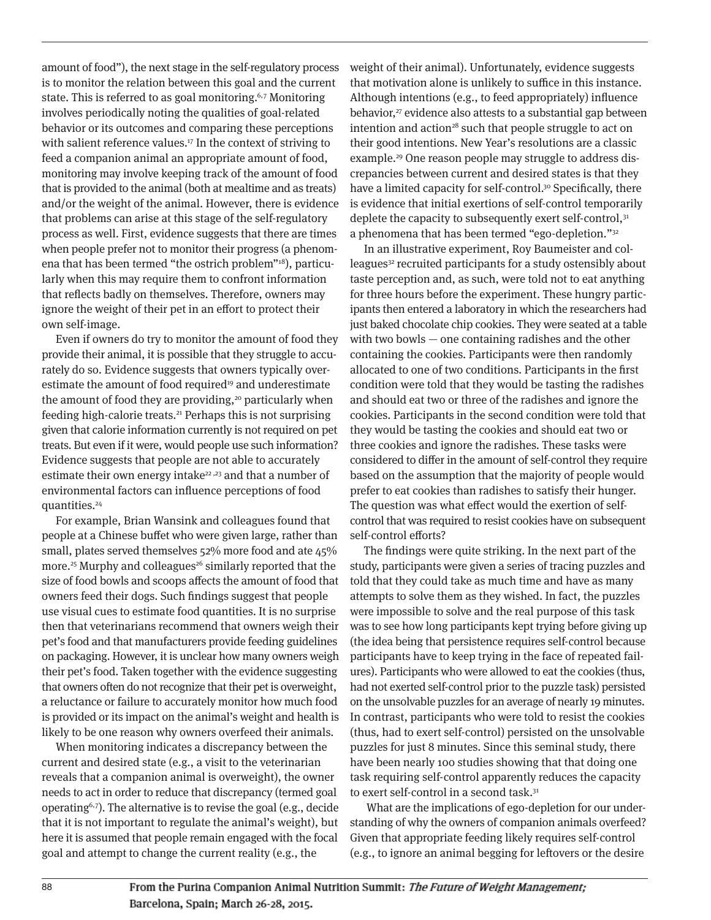amount of food"), the next stage in the self-regulatory process is to monitor the relation between this goal and the current state. This is referred to as goal monitoring.[6,7] Monitoring involves periodically noting the qualities of goal-related behavior or its outcomes and comparing these perceptions with salient reference values.[17] In the context of striving to feed a companion animal an appropriate amount of food, monitoring may involve keeping track of the amount of food that is provided to the animal (both at mealtime and as treats) and/or the weight of the animal. However, there is evidence that problems can arise at this stage of the self-regulatory process as well. First, evidence suggests that there are times when people prefer not to monitor their progress (a phenomena that has been termed "the ostrich problem"[18]), particularly when this may require them to confront information that reflects badly on themselves. Therefore, owners may ignore the weight of their pet in an effort to protect their own self-image.

Even if owners do try to monitor the amount of food they provide their animal, it is possible that they struggle to accurately do so. Evidence suggests that owners typically overestimate the amount of food required[19] and underestimate the amount of food they are providing,[20] particularly when feeding high-calorie treats.[21] Perhaps this is not surprising given that calorie information currently is not required on pet treats. But even if it were, would people use such information? Evidence suggests that people are not able to accurately estimate their own energy intake[22,23] and that a number of environmental factors can influence perceptions of food quantities.[24]

For example, Brian Wansink and colleagues found that people at a Chinese buffet who were given large, rather than small, plates served themselves 52% more food and ate 45% more.[25] Murphy and colleagues[26] similarly reported that the size of food bowls and scoops affects the amount of food that owners feed their dogs. Such findings suggest that people use visual cues to estimate food quantities. It is no surprise then that veterinarians recommend that owners weigh their pet's food and that manufacturers provide feeding guidelines on packaging. However, it is unclear how many owners weigh their pet's food. Taken together with the evidence suggesting that owners often do not recognize that their pet is overweight, a reluctance or failure to accurately monitor how much food is provided or its impact on the animal's weight and health is likely to be one reason why owners overfeed their animals.

When monitoring indicates a discrepancy between the current and desired state (e.g., a visit to the veterinarian reveals that a companion animal is overweight), the owner needs to act in order to reduce that discrepancy (termed goal operating[6,7]). The alternative is to revise the goal (e.g., decide that it is not important to regulate the animal's weight), but here it is assumed that people remain engaged with the focal goal and attempt to change the current reality (e.g., the weight of their animal). Unfortunately, evidence suggests that motivation alone is unlikely to suffice in this instance. Although intentions (e.g., to feed appropriately) influence behavior,[27] evidence also attests to a substantial gap between intention and action[28] such that people struggle to act on their good intentions. New Year's resolutions are a classic example.[29] One reason people may struggle to address discrepancies between current and desired states is that they have a limited capacity for self-control.[30] Specifically, there is evidence that initial exertions of self-control temporarily deplete the capacity to subsequently exert self-control,[31] a phenomena that has been termed "ego-depletion."[32]

In an illustrative experiment, Roy Baumeister and colleagues[32] recruited participants for a study ostensibly about taste perception and, as such, were told not to eat anything for three hours before the experiment. These hungry participants then entered a laboratory in which the researchers had just baked chocolate chip cookies. They were seated at a table with two bowls — one containing radishes and the other containing the cookies. Participants were then randomly allocated to one of two conditions. Participants in the first condition were told that they would be tasting the radishes and should eat two or three of the radishes and ignore the cookies. Participants in the second condition were told that they would be tasting the cookies and should eat two or three cookies and ignore the radishes. These tasks were considered to differ in the amount of self-control they require based on the assumption that the majority of people would prefer to eat cookies than radishes to satisfy their hunger. The question was what effect would the exertion of self-control that was required to resist cookies have on subsequent self-control efforts?

The findings were quite striking. In the next part of the study, participants were given a series of tracing puzzles and told that they could take as much time and have as many attempts to solve them as they wished. In fact, the puzzles were impossible to solve and the real purpose of this task was to see how long participants kept trying before giving up (the idea being that persistence requires self-control because participants have to keep trying in the face of repeated failures). Participants who were allowed to eat the cookies (thus, had not exerted self-control prior to the puzzle task) persisted on the unsolvable puzzles for an average of nearly 19 minutes. In contrast, participants who were told to resist the cookies (thus, had to exert self-control) persisted on the unsolvable puzzles for just 8 minutes. Since this seminal study, there have been nearly 100 studies showing that that doing one task requiring self-control apparently reduces the capacity to exert self-control in a second task.[31]

What are the implications of ego-depletion for our understanding of why the owners of companion animals overfeed? Given that appropriate feeding likely requires self-control (e.g., to ignore an animal begging for leftovers or the desire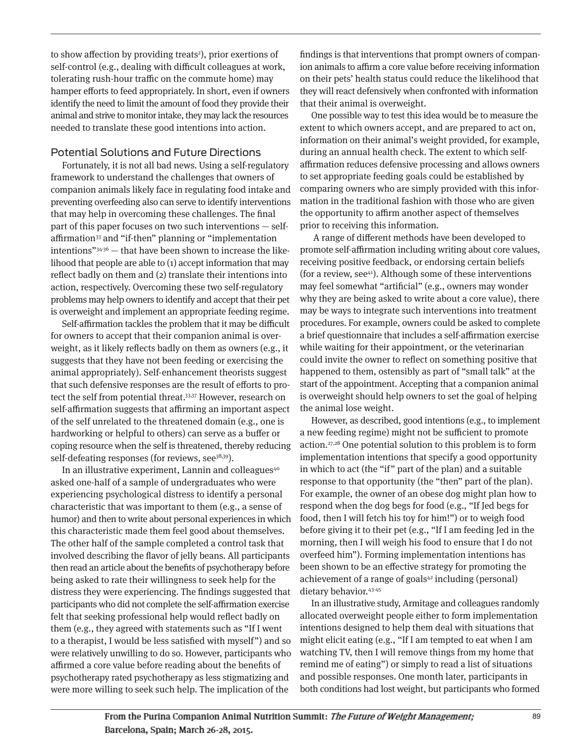to show affection by providing treats[2]), prior exertions of self-control (e.g., dealing with difficult colleagues at work, tolerating rush-hour traffic on the commute home) may hamper efforts to feed appropriately. In short, even if owners identify the need to limit the amount of food they provide their animal and strive to monitor intake, they may lack the resources needed to translate these good intentions into action.

## Potential Solutions and Future Directions

Fortunately, it is not all bad news. Using a self-regulatory framework to understand the challenges that owners of companion animals likely face in regulating food intake and preventing overfeeding also can serve to identify interventions that may help in overcoming these challenges. The final part of this paper focuses on two such interventions — self-affirmation[33] and "if-then" planning or "implementation intentions"[34-36] — that have been shown to increase the likelihood that people are able to (1) accept information that may reflect badly on them and (2) translate their intentions into action, respectively. Overcoming these two self-regulatory problems may help owners to identify and accept that their pet is overweight and implement an appropriate feeding regime.

Self-affirmation tackles the problem that it may be difficult for owners to accept that their companion animal is overweight, as it likely reflects badly on them as owners (e.g., it suggests that they have not been feeding or exercising the animal appropriately). Self-enhancement theorists suggest that such defensive responses are the result of efforts to protect the self from potential threat.[33,37] However, research on self-affirmation suggests that affirming an important aspect of the self unrelated to the threatened domain (e.g., one is hardworking or helpful to others) can serve as a buffer or coping resource when the self is threatened, thereby reducing self-defeating responses (for reviews, see[38,39]).

In an illustrative experiment, Lannin and colleagues[40] asked one-half of a sample of undergraduates who were experiencing psychological distress to identify a personal characteristic that was important to them (e.g., a sense of humor) and then to write about personal experiences in which this characteristic made them feel good about themselves. The other half of the sample completed a control task that involved describing the flavor of jelly beans. All participants then read an article about the benefits of psychotherapy before being asked to rate their willingness to seek help for the distress they were experiencing. The findings suggested that participants who did not complete the self-affirmation exercise felt that seeking professional help would reflect badly on them (e.g., they agreed with statements such as "If I went to a therapist, I would be less satisfied with myself") and so were relatively unwilling to do so. However, participants who affirmed a core value before reading about the benefits of psychotherapy rated psychotherapy as less stigmatizing and were more willing to seek such help. The implication of the findings is that interventions that prompt owners of companion animals to affirm a core value before receiving information on their pets' health status could reduce the likelihood that they will react defensively when confronted with information that their animal is overweight.

One possible way to test this idea would be to measure the extent to which owners accept, and are prepared to act on, information on their animal's weight provided, for example, during an annual health check. The extent to which self-affirmation reduces defensive processing and allows owners to set appropriate feeding goals could be established by comparing owners who are simply provided with this information in the traditional fashion with those who are given the opportunity to affirm another aspect of themselves prior to receiving this information.

A range of different methods have been developed to promote self-affirmation including writing about core values, receiving positive feedback, or endorsing certain beliefs (for a review, see[41]). Although some of these interventions may feel somewhat "artificial" (e.g., owners may wonder why they are being asked to write about a core value), there may be ways to integrate such interventions into treatment procedures. For example, owners could be asked to complete a brief questionnaire that includes a self-affirmation exercise while waiting for their appointment, or the veterinarian could invite the owner to reflect on something positive that happened to them, ostensibly as part of "small talk" at the start of the appointment. Accepting that a companion animal is overweight should help owners to set the goal of helping the animal lose weight.

However, as described, good intentions (e.g., to implement a new feeding regime) might not be sufficient to promote action.[27,28] One potential solution to this problem is to form implementation intentions that specify a good opportunity in which to act (the "if" part of the plan) and a suitable response to that opportunity (the "then" part of the plan). For example, the owner of an obese dog might plan how to respond when the dog begs for food (e.g., "If Jed begs for food, then I will fetch his toy for him!") or to weigh food before giving it to their pet (e.g., "If I am feeding Jed in the morning, then I will weigh his food to ensure that I do not overfeed him"). Forming implementation intentions has been shown to be an effective strategy for promoting the achievement of a range of goals[42] including (personal) dietary behavior.[43-45]

In an illustrative study, Armitage and colleagues randomly allocated overweight people either to form implementation intentions designed to help them deal with situations that might elicit eating (e.g., "If I am tempted to eat when I am watching TV, then I will remove things from my home that remind me of eating") or simply to read a list of situations and possible responses. One month later, participants in both conditions had lost weight, but participants who formed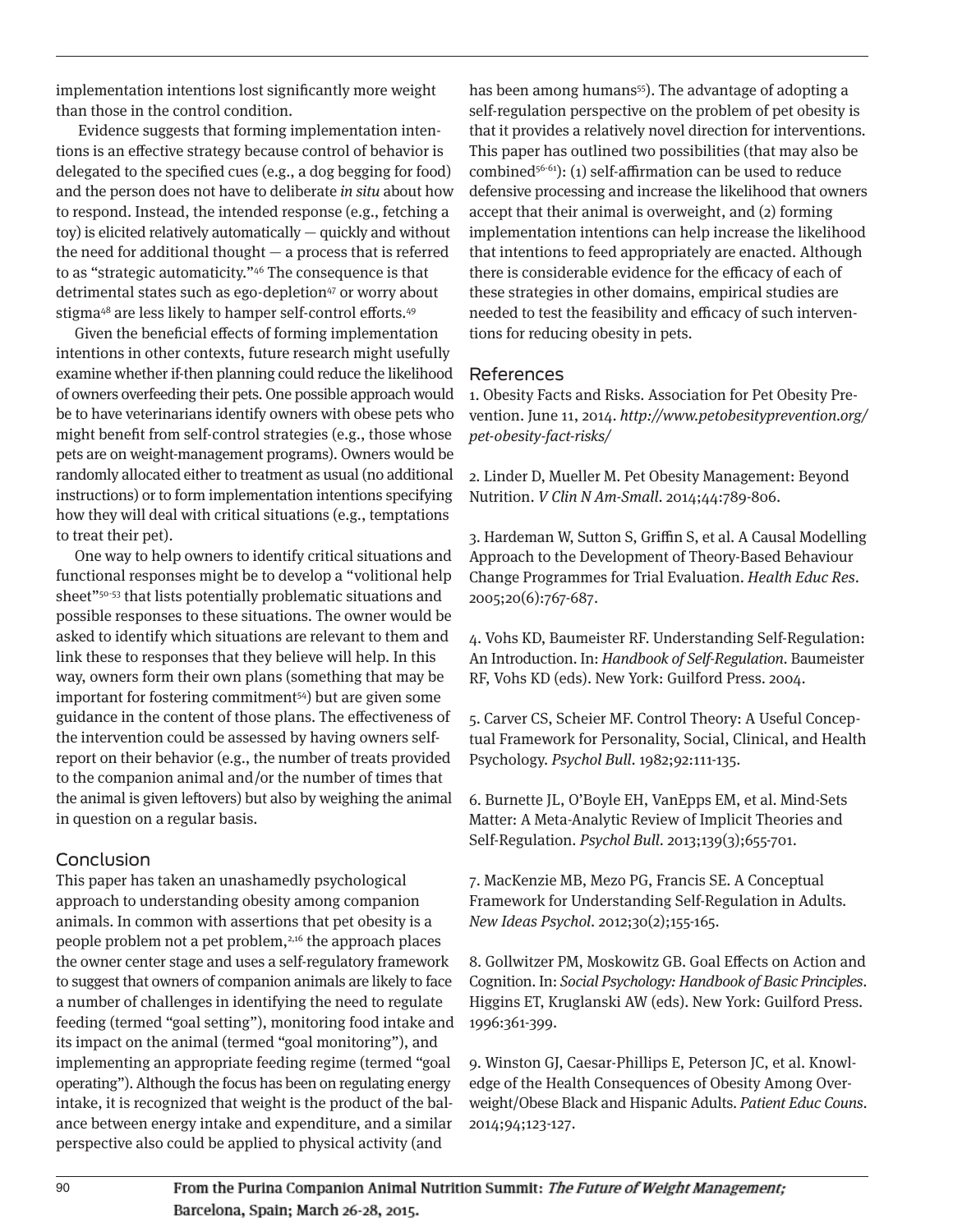implementation intentions lost significantly more weight than those in the control condition.

Evidence suggests that forming implementation intentions is an effective strategy because control of behavior is delegated to the specified cues (e.g., a dog begging for food) and the person does not have to deliberate *in situ* about how to respond. Instead, the intended response (e.g., fetching a toy) is elicited relatively automatically — quickly and without the need for additional thought — a process that is referred to as "strategic automaticity."[46] The consequence is that detrimental states such as ego-depletion[47] or worry about stigma[48] are less likely to hamper self-control efforts.[49]

Given the beneficial effects of forming implementation intentions in other contexts, future research might usefully examine whether if-then planning could reduce the likelihood of owners overfeeding their pets. One possible approach would be to have veterinarians identify owners with obese pets who might benefit from self-control strategies (e.g., those whose pets are on weight-management programs). Owners would be randomly allocated either to treatment as usual (no additional instructions) or to form implementation intentions specifying how they will deal with critical situations (e.g., temptations to treat their pet).

One way to help owners to identify critical situations and functional responses might be to develop a "volitional help sheet"[50-53] that lists potentially problematic situations and possible responses to these situations. The owner would be asked to identify which situations are relevant to them and link these to responses that they believe will help. In this way, owners form their own plans (something that may be important for fostering commitment[54]) but are given some guidance in the content of those plans. The effectiveness of the intervention could be assessed by having owners self-report on their behavior (e.g., the number of treats provided to the companion animal and/or the number of times that the animal is given leftovers) but also by weighing the animal in question on a regular basis.

## Conclusion

This paper has taken an unashamedly psychological approach to understanding obesity among companion animals. In common with assertions that pet obesity is a people problem not a pet problem,[2,16] the approach places the owner center stage and uses a self-regulatory framework to suggest that owners of companion animals are likely to face a number of challenges in identifying the need to regulate feeding (termed "goal setting"), monitoring food intake and its impact on the animal (termed "goal monitoring"), and implementing an appropriate feeding regime (termed "goal operating"). Although the focus has been on regulating energy intake, it is recognized that weight is the product of the balance between energy intake and expenditure, and a similar perspective also could be applied to physical activity (and has been among humans[55]). The advantage of adopting a self-regulation perspective on the problem of pet obesity is that it provides a relatively novel direction for interventions. This paper has outlined two possibilities (that may also be combined[56-61]): (1) self-affirmation can be used to reduce defensive processing and increase the likelihood that owners accept that their animal is overweight, and (2) forming implementation intentions can help increase the likelihood that intentions to feed appropriately are enacted. Although there is considerable evidence for the efficacy of each of these strategies in other domains, empirical studies are needed to test the feasibility and efficacy of such interventions for reducing obesity in pets.

## References

1. Obesity Facts and Risks. Association for Pet Obesity Prevention. June 11, 2014. *http://www.petobesityprevention.org/pet-obesity-fact-risks/*

2. Linder D, Mueller M. Pet Obesity Management: Beyond Nutrition. *V Clin N Am-Small*. 2014;44:789-806.

3. Hardeman W, Sutton S, Griffin S, et al. A Causal Modelling Approach to the Development of Theory-Based Behaviour Change Programmes for Trial Evaluation. *Health Educ Res*. 2005;20(6):767-687.

4. Vohs KD, Baumeister RF. Understanding Self-Regulation: An Introduction. In: *Handbook of Self-Regulation*. Baumeister RF, Vohs KD (eds). New York: Guilford Press. 2004.

5. Carver CS, Scheier MF. Control Theory: A Useful Conceptual Framework for Personality, Social, Clinical, and Health Psychology. *Psychol Bull*. 1982;92:111-135.

6. Burnette JL, O'Boyle EH, VanEpps EM, et al. Mind-Sets Matter: A Meta-Analytic Review of Implicit Theories and Self-Regulation. *Psychol Bull*. 2013;139(3);655-701.

7. MacKenzie MB, Mezo PG, Francis SE. A Conceptual Framework for Understanding Self-Regulation in Adults. *New Ideas Psychol*. 2012;30(2);155-165.

8. Gollwitzer PM, Moskowitz GB. Goal Effects on Action and Cognition. In: *Social Psychology: Handbook of Basic Principles*. Higgins ET, Kruglanski AW (eds). New York: Guilford Press. 1996:361-399.

9. Winston GJ, Caesar-Phillips E, Peterson JC, et al. Knowledge of the Health Consequences of Obesity Among Overweight/Obese Black and Hispanic Adults. *Patient Educ Couns*. 2014;94;123-127.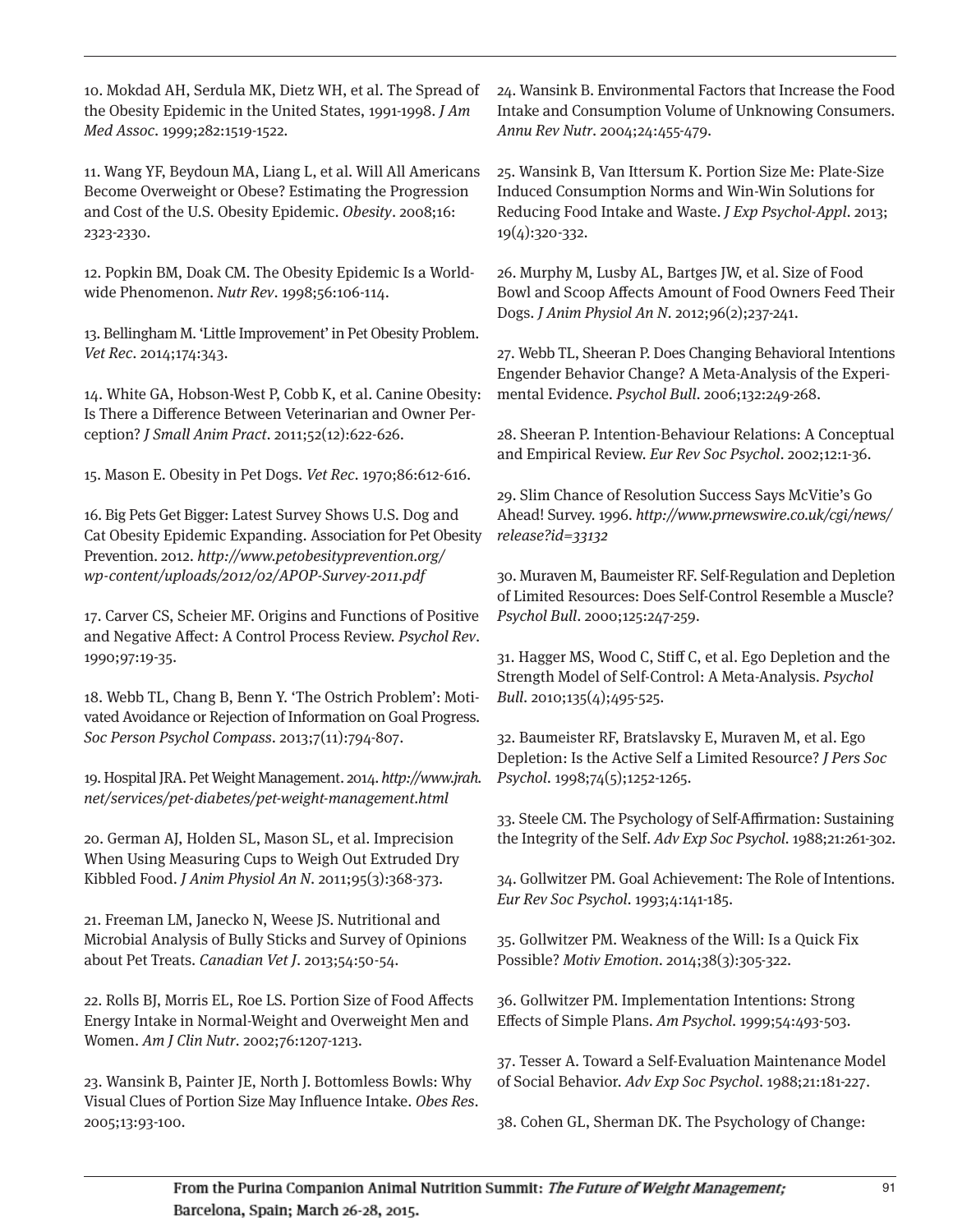10. Mokdad AH, Serdula MK, Dietz WH, et al. The Spread of the Obesity Epidemic in the United States, 1991-1998. *J Am Med Assoc*. 1999;282:1519-1522.

11. Wang YF, Beydoun MA, Liang L, et al. Will All Americans Become Overweight or Obese? Estimating the Progression and Cost of the U.S. Obesity Epidemic. *Obesity*. 2008;16: 2323-2330.

12. Popkin BM, Doak CM. The Obesity Epidemic Is a Worldwide Phenomenon. *Nutr Rev*. 1998;56:106-114.

13. Bellingham M. 'Little Improvement' in Pet Obesity Problem. *Vet Rec*. 2014;174:343.

14. White GA, Hobson-West P, Cobb K, et al. Canine Obesity: Is There a Difference Between Veterinarian and Owner Perception? *J Small Anim Pract*. 2011;52(12):622-626.

15. Mason E. Obesity in Pet Dogs. *Vet Rec*. 1970;86:612-616.

16. Big Pets Get Bigger: Latest Survey Shows U.S. Dog and Cat Obesity Epidemic Expanding. Association for Pet Obesity Prevention. 2012. *http://www.petobesityprevention.org/wp-content/uploads/2012/02/APOP-Survey-2011.pdf*

17. Carver CS, Scheier MF. Origins and Functions of Positive and Negative Affect: A Control Process Review. *Psychol Rev*. 1990;97:19-35.

18. Webb TL, Chang B, Benn Y. 'The Ostrich Problem': Motivated Avoidance or Rejection of Information on Goal Progress. *Soc Person Psychol Compass*. 2013;7(11):794-807.

19. Hospital JRA. Pet Weight Management. 2014. *http://www.jrah.net/services/pet-diabetes/pet-weight-management.html*

20. German AJ, Holden SL, Mason SL, et al. Imprecision When Using Measuring Cups to Weigh Out Extruded Dry Kibbled Food. *J Anim Physiol An N*. 2011;95(3):368-373.

21. Freeman LM, Janecko N, Weese JS. Nutritional and Microbial Analysis of Bully Sticks and Survey of Opinions about Pet Treats. *Canadian Vet J*. 2013;54:50-54.

22. Rolls BJ, Morris EL, Roe LS. Portion Size of Food Affects Energy Intake in Normal-Weight and Overweight Men and Women. *Am J Clin Nutr*. 2002;76:1207-1213.

23. Wansink B, Painter JE, North J. Bottomless Bowls: Why Visual Clues of Portion Size May Influence Intake. *Obes Res*. 2005;13:93-100.

24. Wansink B. Environmental Factors that Increase the Food Intake and Consumption Volume of Unknowing Consumers. *Annu Rev Nutr*. 2004;24:455-479.

25. Wansink B, Van Ittersum K. Portion Size Me: Plate-Size Induced Consumption Norms and Win-Win Solutions for Reducing Food Intake and Waste. *J Exp Psychol-Appl*. 2013; 19(4):320-332.

26. Murphy M, Lusby AL, Bartges JW, et al. Size of Food Bowl and Scoop Affects Amount of Food Owners Feed Their Dogs. *J Anim Physiol An N*. 2012;96(2);237-241.

27. Webb TL, Sheeran P. Does Changing Behavioral Intentions Engender Behavior Change? A Meta-Analysis of the Experimental Evidence. *Psychol Bull*. 2006;132:249-268.

28. Sheeran P. Intention-Behaviour Relations: A Conceptual and Empirical Review. *Eur Rev Soc Psychol*. 2002;12:1-36.

29. Slim Chance of Resolution Success Says McVitie's Go Ahead! Survey. 1996. *http://www.prnewswire.co.uk/cgi/news/release?id=33132*

30. Muraven M, Baumeister RF. Self-Regulation and Depletion of Limited Resources: Does Self-Control Resemble a Muscle? *Psychol Bull*. 2000;125:247-259.

31. Hagger MS, Wood C, Stiff C, et al. Ego Depletion and the Strength Model of Self-Control: A Meta-Analysis. *Psychol Bull*. 2010;135(4);495-525.

32. Baumeister RF, Bratslavsky E, Muraven M, et al. Ego Depletion: Is the Active Self a Limited Resource? *J Pers Soc Psychol*. 1998;74(5);1252-1265.

33. Steele CM. The Psychology of Self-Affirmation: Sustaining the Integrity of the Self. *Adv Exp Soc Psychol*. 1988;21:261-302.

34. Gollwitzer PM. Goal Achievement: The Role of Intentions. *Eur Rev Soc Psychol*. 1993;4:141-185.

35. Gollwitzer PM. Weakness of the Will: Is a Quick Fix Possible? *Motiv Emotion*. 2014;38(3):305-322.

36. Gollwitzer PM. Implementation Intentions: Strong Effects of Simple Plans. *Am Psychol*. 1999;54:493-503.

37. Tesser A. Toward a Self-Evaluation Maintenance Model of Social Behavior. *Adv Exp Soc Psychol*. 1988;21:181-227.

38. Cohen GL, Sherman DK. The Psychology of Change: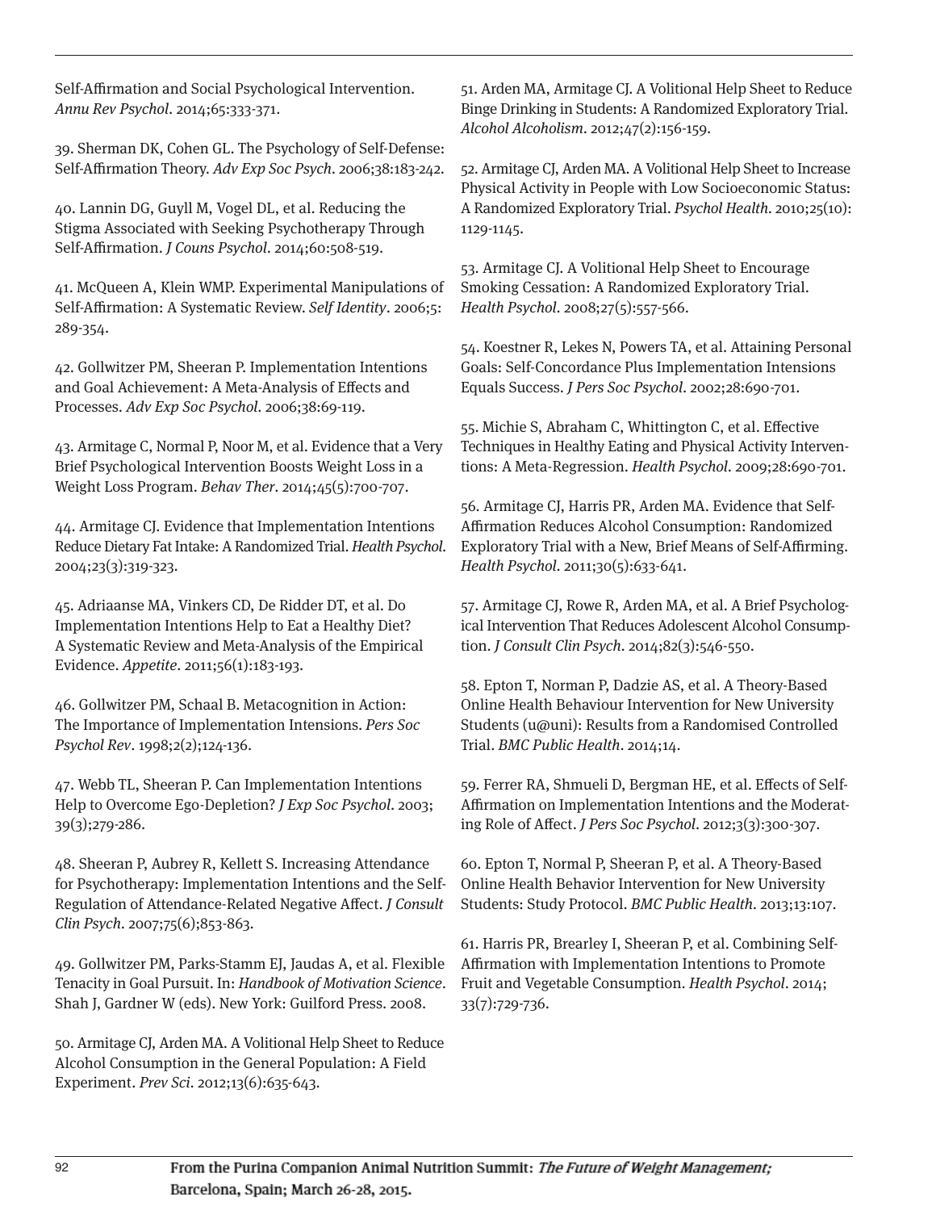Self-Affirmation and Social Psychological Intervention. *Annu Rev Psychol*. 2014;65:333-371.

39. Sherman DK, Cohen GL. The Psychology of Self-Defense: Self-Affirmation Theory. *Adv Exp Soc Psych*. 2006;38:183-242.

40. Lannin DG, Guyll M, Vogel DL, et al. Reducing the Stigma Associated with Seeking Psychotherapy Through Self-Affirmation. *J Couns Psychol*. 2014;60:508-519.

41. McQueen A, Klein WMP. Experimental Manipulations of Self-Affirmation: A Systematic Review. *Self Identity*. 2006;5: 289-354.

42. Gollwitzer PM, Sheeran P. Implementation Intentions and Goal Achievement: A Meta-Analysis of Effects and Processes. *Adv Exp Soc Psychol*. 2006;38:69-119.

43. Armitage C, Normal P, Noor M, et al. Evidence that a Very Brief Psychological Intervention Boosts Weight Loss in a Weight Loss Program. *Behav Ther*. 2014;45(5):700-707.

44. Armitage CJ. Evidence that Implementation Intentions Reduce Dietary Fat Intake: A Randomized Trial. *Health Psychol*. 2004;23(3):319-323.

45. Adriaanse MA, Vinkers CD, De Ridder DT, et al. Do Implementation Intentions Help to Eat a Healthy Diet? A Systematic Review and Meta-Analysis of the Empirical Evidence. *Appetite*. 2011;56(1):183-193.

46. Gollwitzer PM, Schaal B. Metacognition in Action: The Importance of Implementation Intensions. *Pers Soc Psychol Rev*. 1998;2(2);124-136.

47. Webb TL, Sheeran P. Can Implementation Intentions Help to Overcome Ego-Depletion? *J Exp Soc Psychol*. 2003; 39(3);279-286.

48. Sheeran P, Aubrey R, Kellett S. Increasing Attendance for Psychotherapy: Implementation Intentions and the Self-Regulation of Attendance-Related Negative Affect. *J Consult Clin Psych*. 2007;75(6);853-863.

49. Gollwitzer PM, Parks-Stamm EJ, Jaudas A, et al. Flexible Tenacity in Goal Pursuit. In: *Handbook of Motivation Science*. Shah J, Gardner W (eds). New York: Guilford Press. 2008.

50. Armitage CJ, Arden MA. A Volitional Help Sheet to Reduce Alcohol Consumption in the General Population: A Field Experiment. *Prev Sci*. 2012;13(6):635-643.

51. Arden MA, Armitage CJ. A Volitional Help Sheet to Reduce Binge Drinking in Students: A Randomized Exploratory Trial. *Alcohol Alcoholism*. 2012;47(2):156-159.

52. Armitage CJ, Arden MA. A Volitional Help Sheet to Increase Physical Activity in People with Low Socioeconomic Status: A Randomized Exploratory Trial. *Psychol Health*. 2010;25(10): 1129-1145.

53. Armitage CJ. A Volitional Help Sheet to Encourage Smoking Cessation: A Randomized Exploratory Trial. *Health Psychol*. 2008;27(5):557-566.

54. Koestner R, Lekes N, Powers TA, et al. Attaining Personal Goals: Self-Concordance Plus Implementation Intensions Equals Success. *J Pers Soc Psychol*. 2002;28:690-701.

55. Michie S, Abraham C, Whittington C, et al. Effective Techniques in Healthy Eating and Physical Activity Interventions: A Meta-Regression. *Health Psychol*. 2009;28:690-701.

56. Armitage CJ, Harris PR, Arden MA. Evidence that Self-Affirmation Reduces Alcohol Consumption: Randomized Exploratory Trial with a New, Brief Means of Self-Affirming. *Health Psychol*. 2011;30(5):633-641.

57. Armitage CJ, Rowe R, Arden MA, et al. A Brief Psychological Intervention That Reduces Adolescent Alcohol Consumption. *J Consult Clin Psych*. 2014;82(3):546-550.

58. Epton T, Norman P, Dadzie AS, et al. A Theory-Based Online Health Behaviour Intervention for New University Students (u@uni): Results from a Randomised Controlled Trial. *BMC Public Health*. 2014;14.

59. Ferrer RA, Shmueli D, Bergman HE, et al. Effects of Self-Affirmation on Implementation Intentions and the Moderating Role of Affect. *J Pers Soc Psychol*. 2012;3(3):300-307.

60. Epton T, Normal P, Sheeran P, et al. A Theory-Based Online Health Behavior Intervention for New University Students: Study Protocol. *BMC Public Health*. 2013;13:107.

61. Harris PR, Brearley I, Sheeran P, et al. Combining Self-Affirmation with Implementation Intentions to Promote Fruit and Vegetable Consumption. *Health Psychol*. 2014; 33(7):729-736.